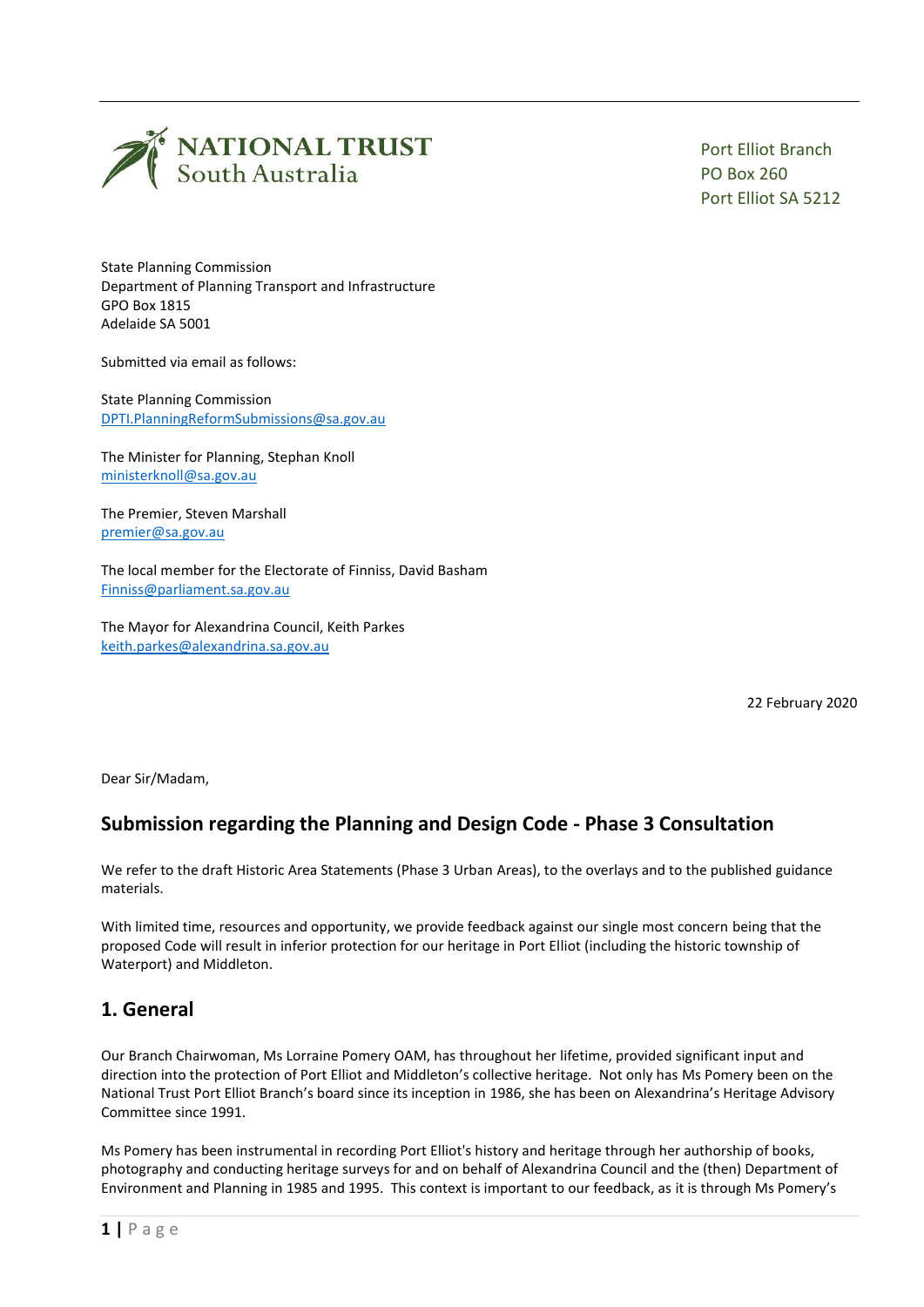NATIONAL TRUST
South Australia

Port Elliot Branch
PO Box 260
Port Elliot SA 5212

State Planning Commission
Department of Planning Transport and Infrastructure
GPO Box 1815
Adelaide SA 5001

Submitted via email as follows:

State Planning Commission
DPTI.PlanningReformSubmissions@sa.gov.au

The Minister for Planning, Stephan Knoll
ministerknoll@sa.gov.au

The Premier, Steven Marshall
premier@sa.gov.au

The local member for the Electorate of Finniss, David Basham
Finniss@parliament.sa.gov.au

The Mayor for Alexandrina Council, Keith Parkes
keith.parkes@alexandrina.sa.gov.au

22 February 2020

Dear Sir/Madam,

## Submission regarding the Planning and Design Code - Phase 3 Consultation

We refer to the draft Historic Area Statements (Phase 3 Urban Areas), to the overlays and to the published guidance materials.

With limited time, resources and opportunity, we provide feedback against our single most concern being that the proposed Code will result in inferior protection for our heritage in Port Elliot (including the historic township of Waterport) and Middleton.

## 1. General

Our Branch Chairwoman, Ms Lorraine Pomery OAM, has throughout her lifetime, provided significant input and direction into the protection of Port Elliot and Middleton's collective heritage. Not only has Ms Pomery been on the National Trust Port Elliot Branch's board since its inception in 1986, she has been on Alexandrina's Heritage Advisory Committee since 1991.

Ms Pomery has been instrumental in recording Port Elliot's history and heritage through her authorship of books, photography and conducting heritage surveys for and on behalf of Alexandrina Council and the (then) Department of Environment and Planning in 1985 and 1995. This context is important to our feedback, as it is through Ms Pomery's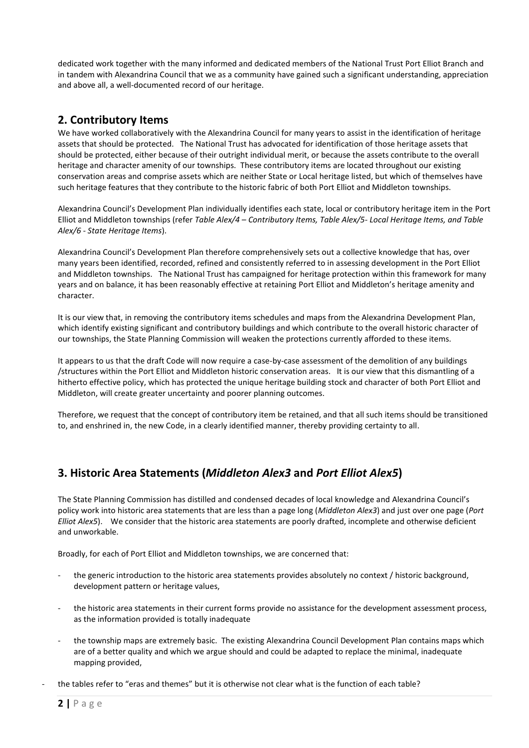dedicated work together with the many informed and dedicated members of the National Trust Port Elliot Branch and in tandem with Alexandrina Council that we as a community have gained such a significant understanding, appreciation and above all, a well-documented record of our heritage.

## 2. Contributory Items

We have worked collaboratively with the Alexandrina Council for many years to assist in the identification of heritage assets that should be protected. The National Trust has advocated for identification of those heritage assets that should be protected, either because of their outright individual merit, or because the assets contribute to the overall heritage and character amenity of our townships. These contributory items are located throughout our existing conservation areas and comprise assets which are neither State or Local heritage listed, but which of themselves have such heritage features that they contribute to the historic fabric of both Port Elliot and Middleton townships.

Alexandrina Council's Development Plan individually identifies each state, local or contributory heritage item in the Port Elliot and Middleton townships (refer *Table Alex/4 – Contributory Items, Table Alex/5- Local Heritage Items, and Table Alex/6 - State Heritage Items*).

Alexandrina Council's Development Plan therefore comprehensively sets out a collective knowledge that has, over many years been identified, recorded, refined and consistently referred to in assessing development in the Port Elliot and Middleton townships. The National Trust has campaigned for heritage protection within this framework for many years and on balance, it has been reasonably effective at retaining Port Elliot and Middleton's heritage amenity and character.

It is our view that, in removing the contributory items schedules and maps from the Alexandrina Development Plan, which identify existing significant and contributory buildings and which contribute to the overall historic character of our townships, the State Planning Commission will weaken the protections currently afforded to these items.

It appears to us that the draft Code will now require a case-by-case assessment of the demolition of any buildings /structures within the Port Elliot and Middleton historic conservation areas. It is our view that this dismantling of a hitherto effective policy, which has protected the unique heritage building stock and character of both Port Elliot and Middleton, will create greater uncertainty and poorer planning outcomes.

Therefore, we request that the concept of contributory item be retained, and that all such items should be transitioned to, and enshrined in, the new Code, in a clearly identified manner, thereby providing certainty to all.

## 3. Historic Area Statements (*Middleton Alex3* and *Port Elliot Alex5*)

The State Planning Commission has distilled and condensed decades of local knowledge and Alexandrina Council's policy work into historic area statements that are less than a page long (*Middleton Alex3*) and just over one page (*Port Elliot Alex5*). We consider that the historic area statements are poorly drafted, incomplete and otherwise deficient and unworkable.

Broadly, for each of Port Elliot and Middleton townships, we are concerned that:

- the generic introduction to the historic area statements provides absolutely no context / historic background, development pattern or heritage values,
- the historic area statements in their current forms provide no assistance for the development assessment process, as the information provided is totally inadequate
- the township maps are extremely basic. The existing Alexandrina Council Development Plan contains maps which are of a better quality and which we argue should and could be adapted to replace the minimal, inadequate mapping provided,
- the tables refer to "eras and themes" but it is otherwise not clear what is the function of each table?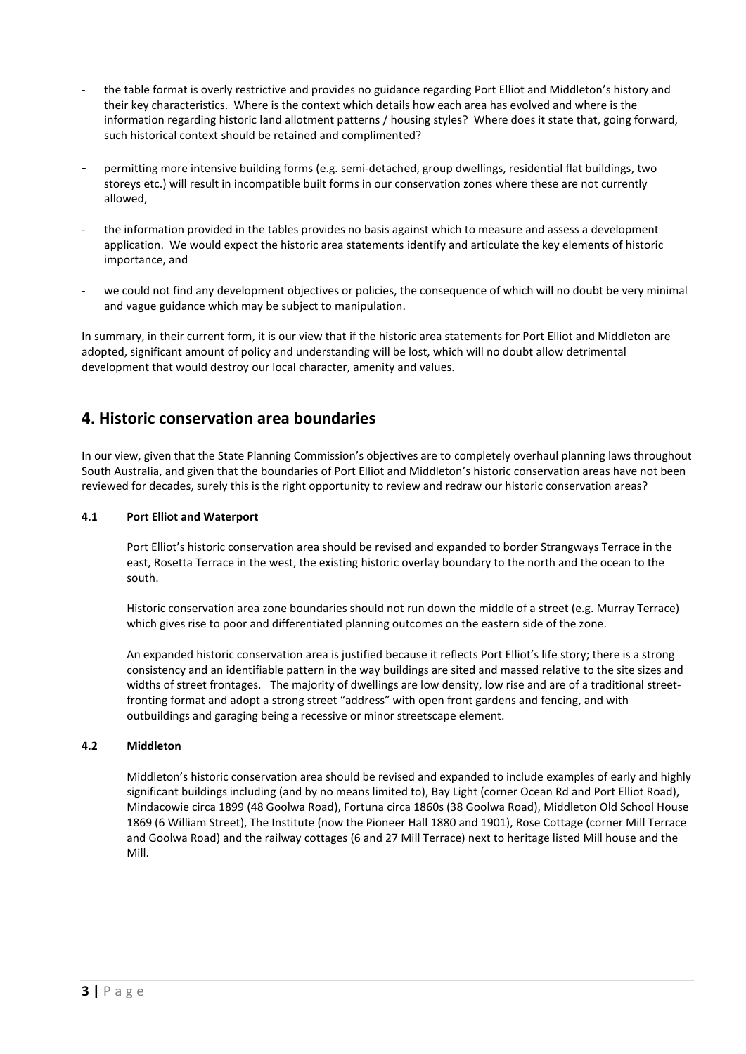- the table format is overly restrictive and provides no guidance regarding Port Elliot and Middleton's history and their key characteristics. Where is the context which details how each area has evolved and where is the information regarding historic land allotment patterns / housing styles? Where does it state that, going forward, such historical context should be retained and complimented?
- permitting more intensive building forms (e.g. semi-detached, group dwellings, residential flat buildings, two storeys etc.) will result in incompatible built forms in our conservation zones where these are not currently allowed,
- the information provided in the tables provides no basis against which to measure and assess a development application. We would expect the historic area statements identify and articulate the key elements of historic importance, and
- we could not find any development objectives or policies, the consequence of which will no doubt be very minimal and vague guidance which may be subject to manipulation.

In summary, in their current form, it is our view that if the historic area statements for Port Elliot and Middleton are adopted, significant amount of policy and understanding will be lost, which will no doubt allow detrimental development that would destroy our local character, amenity and values.

## 4. Historic conservation area boundaries

In our view, given that the State Planning Commission's objectives are to completely overhaul planning laws throughout South Australia, and given that the boundaries of Port Elliot and Middleton's historic conservation areas have not been reviewed for decades, surely this is the right opportunity to review and redraw our historic conservation areas?

### 4.1 Port Elliot and Waterport

Port Elliot's historic conservation area should be revised and expanded to border Strangways Terrace in the east, Rosetta Terrace in the west, the existing historic overlay boundary to the north and the ocean to the south.

Historic conservation area zone boundaries should not run down the middle of a street (e.g. Murray Terrace) which gives rise to poor and differentiated planning outcomes on the eastern side of the zone.

An expanded historic conservation area is justified because it reflects Port Elliot's life story; there is a strong consistency and an identifiable pattern in the way buildings are sited and massed relative to the site sizes and widths of street frontages. The majority of dwellings are low density, low rise and are of a traditional street-fronting format and adopt a strong street "address" with open front gardens and fencing, and with outbuildings and garaging being a recessive or minor streetscape element.

### 4.2 Middleton

Middleton's historic conservation area should be revised and expanded to include examples of early and highly significant buildings including (and by no means limited to), Bay Light (corner Ocean Rd and Port Elliot Road), Mindacowie circa 1899 (48 Goolwa Road), Fortuna circa 1860s (38 Goolwa Road), Middleton Old School House 1869 (6 William Street), The Institute (now the Pioneer Hall 1880 and 1901), Rose Cottage (corner Mill Terrace and Goolwa Road) and the railway cottages (6 and 27 Mill Terrace) next to heritage listed Mill house and the Mill.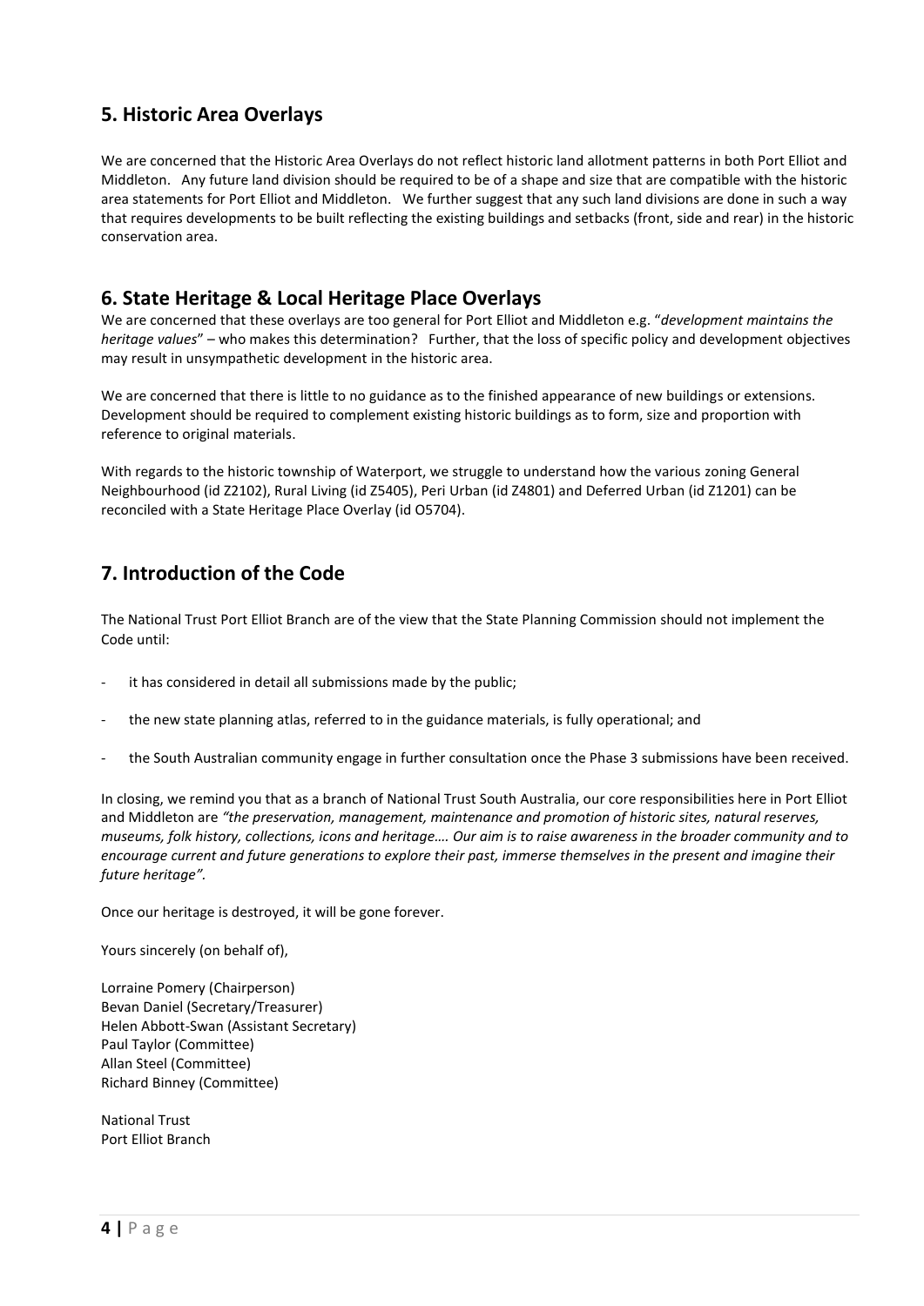## 5. Historic Area Overlays

We are concerned that the Historic Area Overlays do not reflect historic land allotment patterns in both Port Elliot and Middleton. Any future land division should be required to be of a shape and size that are compatible with the historic area statements for Port Elliot and Middleton. We further suggest that any such land divisions are done in such a way that requires developments to be built reflecting the existing buildings and setbacks (front, side and rear) in the historic conservation area.

## 6. State Heritage & Local Heritage Place Overlays

We are concerned that these overlays are too general for Port Elliot and Middleton e.g. "*development maintains the heritage values*" – who makes this determination? Further, that the loss of specific policy and development objectives may result in unsympathetic development in the historic area.

We are concerned that there is little to no guidance as to the finished appearance of new buildings or extensions. Development should be required to complement existing historic buildings as to form, size and proportion with reference to original materials.

With regards to the historic township of Waterport, we struggle to understand how the various zoning General Neighbourhood (id Z2102), Rural Living (id Z5405), Peri Urban (id Z4801) and Deferred Urban (id Z1201) can be reconciled with a State Heritage Place Overlay (id O5704).

## 7. Introduction of the Code

The National Trust Port Elliot Branch are of the view that the State Planning Commission should not implement the Code until:

- it has considered in detail all submissions made by the public;
- the new state planning atlas, referred to in the guidance materials, is fully operational; and
- the South Australian community engage in further consultation once the Phase 3 submissions have been received.

In closing, we remind you that as a branch of National Trust South Australia, our core responsibilities here in Port Elliot and Middleton are *"the preservation, management, maintenance and promotion of historic sites, natural reserves, museums, folk history, collections, icons and heritage…. Our aim is to raise awareness in the broader community and to encourage current and future generations to explore their past, immerse themselves in the present and imagine their future heritage".*

Once our heritage is destroyed, it will be gone forever.

Yours sincerely (on behalf of),

Lorraine Pomery (Chairperson)
Bevan Daniel (Secretary/Treasurer)
Helen Abbott-Swan (Assistant Secretary)
Paul Taylor (Committee)
Allan Steel (Committee)
Richard Binney (Committee)

National Trust
Port Elliot Branch